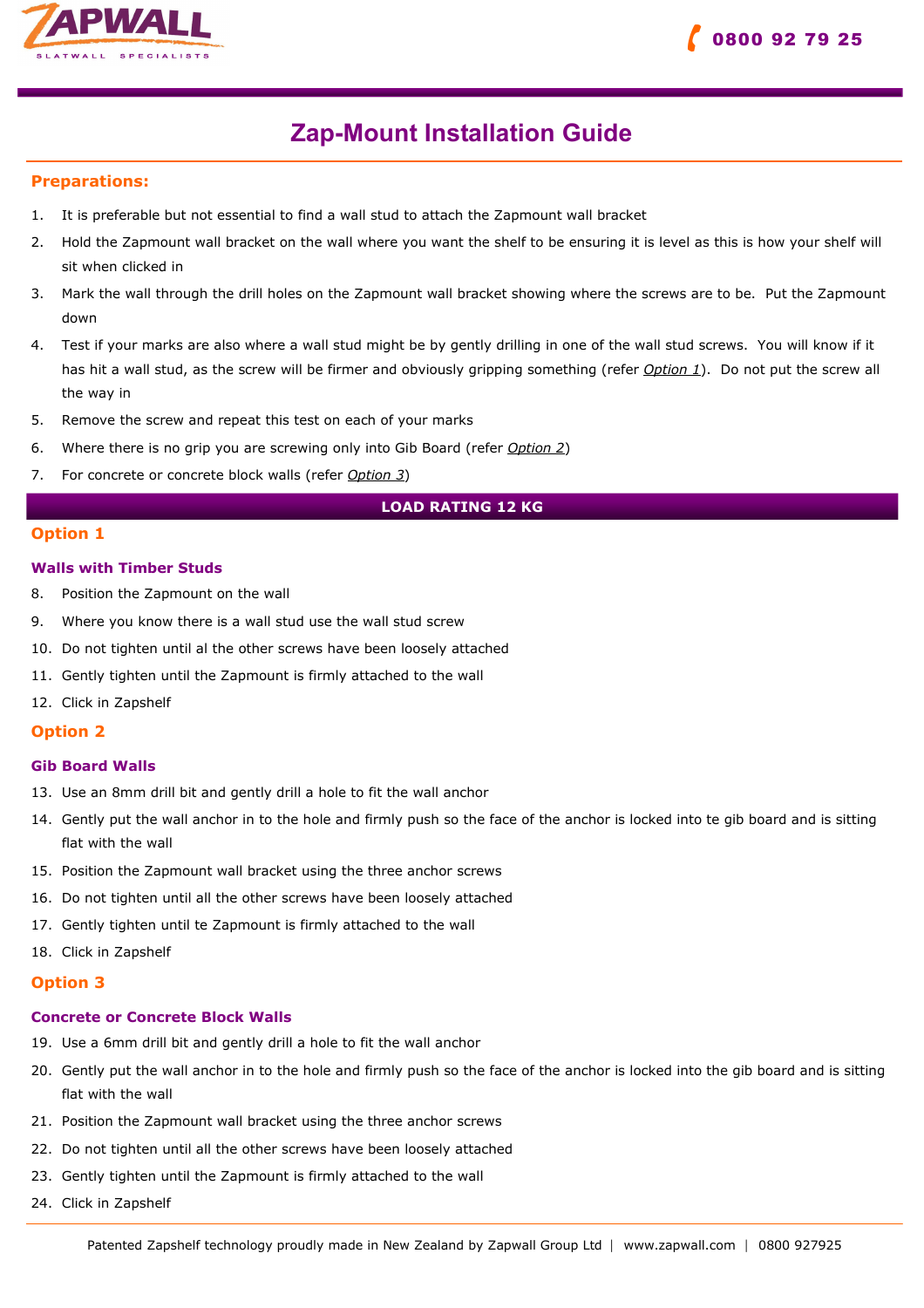ZAPWALL

SLATWALL SPECIALISTS

0800 92 79 25

# Zap-Mount Installation Guide

## Preparations:

1. It is preferable but not essential to find a wall stud to attach the Zapmount wall bracket
2. Hold the Zapmount wall bracket on the wall where you want the shelf to be ensuring it is level as this is how your shelf will sit when clicked in
3. Mark the wall through the drill holes on the Zapmount wall bracket showing where the screws are to be. Put the Zapmount down
4. Test if your marks are also where a wall stud might be by gently drilling in one of the wall stud screws. You will know if it has hit a wall stud, as the screw will be firmer and obviously gripping something (refer *Option 1*). Do not put the screw all the way in
5. Remove the screw and repeat this test on each of your marks
6. Where there is no grip you are screwing only into Gib Board (refer *Option 2*)
7. For concrete or concrete block walls (refer *Option 3*)

**LOAD RATING 12 KG**

## Option 1

### Walls with Timber Studs

8. Position the Zapmount on the wall
9. Where you know there is a wall stud use the wall stud screw
10. Do not tighten until al the other screws have been loosely attached
11. Gently tighten until the Zapmount is firmly attached to the wall
12. Click in Zapshelf

## Option 2

### Gib Board Walls

13. Use an 8mm drill bit and gently drill a hole to fit the wall anchor
14. Gently put the wall anchor in to the hole and firmly push so the face of the anchor is locked into te gib board and is sitting flat with the wall
15. Position the Zapmount wall bracket using the three anchor screws
16. Do not tighten until all the other screws have been loosely attached
17. Gently tighten until te Zapmount is firmly attached to the wall
18. Click in Zapshelf

## Option 3

### Concrete or Concrete Block Walls

19. Use a 6mm drill bit and gently drill a hole to fit the wall anchor
20. Gently put the wall anchor in to the hole and firmly push so the face of the anchor is locked into the gib board and is sitting flat with the wall
21. Position the Zapmount wall bracket using the three anchor screws
22. Do not tighten until all the other screws have been loosely attached
23. Gently tighten until the Zapmount is firmly attached to the wall
24. Click in Zapshelf

Patented Zapshelf technology proudly made in New Zealand by Zapwall Group Ltd | www.zapwall.com | 0800 927925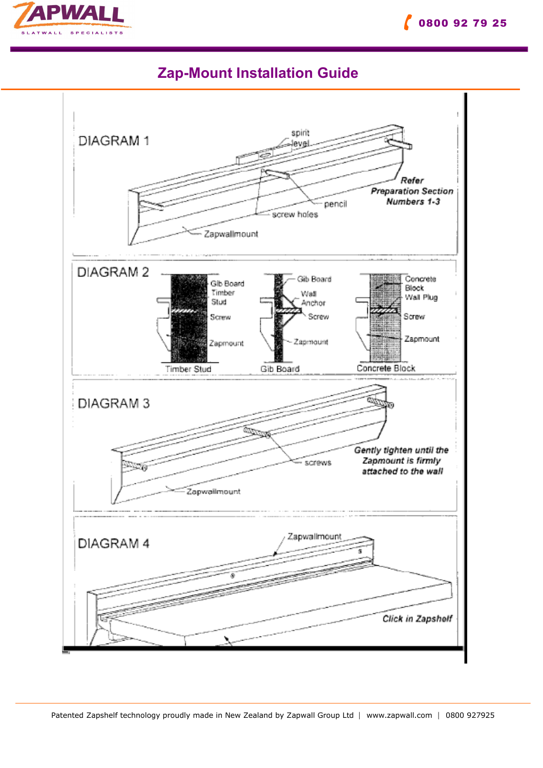# Zap-Mount Installation Guide

DIAGRAM 1

spirit level

pencil

screw holes

Zapwallmount

*Refer Preparation Section Numbers 1-3*

DIAGRAM 2

Gib Board
Timber Stud
Screw
Zapmount
Timber Stud

Gib Board
Wall Anchor
Screw
Zapmount
Gib Board

Concrete Block
Wall Plug
Screw
Zapmount
Concrete Block

DIAGRAM 3

screws

Zapwallmount

*Gently tighten until the Zapmount is firmly attached to the wall*

DIAGRAM 4

Zapwallmount

*Click in Zapshelf*

Patented Zapshelf technology proudly made in New Zealand by Zapwall Group Ltd | www.zapwall.com | 0800 927925